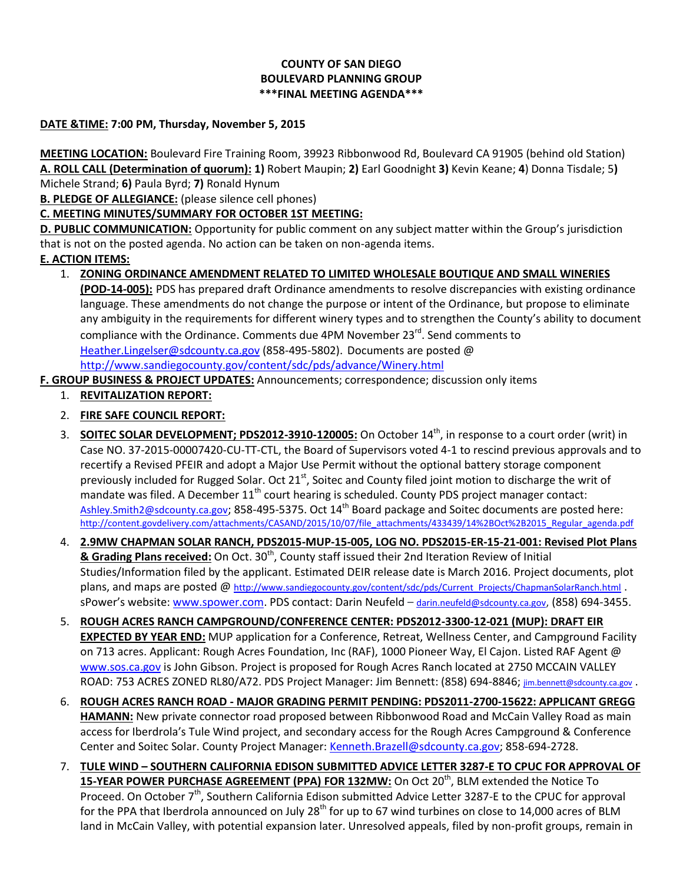# COUNTY OF SAN DIEGO
# BOULEVARD PLANNING GROUP
# ***FINAL MEETING AGENDA***

**DATE &TIME: 7:00 PM, Thursday, November 5, 2015**

**MEETING LOCATION:** Boulevard Fire Training Room, 39923 Ribbonwood Rd, Boulevard CA 91905 (behind old Station)

**A. ROLL CALL (Determination of quorum): 1)** Robert Maupin; **2)** Earl Goodnight **3)** Kevin Keane; **4**) Donna Tisdale; 5**)** Michele Strand; **6)** Paula Byrd; **7)** Ronald Hynum

**B. PLEDGE OF ALLEGIANCE:** (please silence cell phones)

**C. MEETING MINUTES/SUMMARY FOR OCTOBER 1ST MEETING:**

**D. PUBLIC COMMUNICATION:** Opportunity for public comment on any subject matter within the Group's jurisdiction that is not on the posted agenda. No action can be taken on non-agenda items.

**E. ACTION ITEMS:**

1. **ZONING ORDINANCE AMENDMENT RELATED TO LIMITED WHOLESALE BOUTIQUE AND SMALL WINERIES (POD-14-005):** PDS has prepared draft Ordinance amendments to resolve discrepancies with existing ordinance language. These amendments do not change the purpose or intent of the Ordinance, but propose to eliminate any ambiguity in the requirements for different winery types and to strengthen the County's ability to document compliance with the Ordinance. Comments due 4PM November 23rd. Send comments to Heather.Lingelser@sdcounty.ca.gov (858-495-5802). Documents are posted @ http://www.sandiegocounty.gov/content/sdc/pds/advance/Winery.html

**F. GROUP BUSINESS & PROJECT UPDATES:** Announcements; correspondence; discussion only items

1. **REVITALIZATION REPORT:**
2. **FIRE SAFE COUNCIL REPORT:**
3. **SOITEC SOLAR DEVELOPMENT; PDS2012-3910-120005:** On October 14th, in response to a court order (writ) in Case NO. 37-2015-00007420-CU-TT-CTL, the Board of Supervisors voted 4-1 to rescind previous approvals and to recertify a Revised PFEIR and adopt a Major Use Permit without the optional battery storage component previously included for Rugged Solar. Oct 21st, Soitec and County filed joint motion to discharge the writ of mandate was filed. A December 11th court hearing is scheduled. County PDS project manager contact: Ashley.Smith2@sdcounty.ca.gov; 858-495-5375. Oct 14th Board package and Soitec documents are posted here: http://content.govdelivery.com/attachments/CASAND/2015/10/07/file_attachments/433439/14%2BOct%2B2015_Regular_agenda.pdf
4. **2.9MW CHAPMAN SOLAR RANCH, PDS2015-MUP-15-005, LOG NO. PDS2015-ER-15-21-001: Revised Plot Plans & Grading Plans received:** On Oct. 30th, County staff issued their 2nd Iteration Review of Initial Studies/Information filed by the applicant. Estimated DEIR release date is March 2016. Project documents, plot plans, and maps are posted @ http://www.sandiegocounty.gov/content/sdc/pds/Current_Projects/ChapmanSolarRanch.html . sPower's website: www.spower.com. PDS contact: Darin Neufeld – darin.neufeld@sdcounty.ca.gov, (858) 694-3455.
5. **ROUGH ACRES RANCH CAMPGROUND/CONFERENCE CENTER: PDS2012-3300-12-021 (MUP): DRAFT EIR EXPECTED BY YEAR END:** MUP application for a Conference, Retreat, Wellness Center, and Campground Facility on 713 acres. Applicant: Rough Acres Foundation, Inc (RAF), 1000 Pioneer Way, El Cajon. Listed RAF Agent @ www.sos.ca.gov is John Gibson. Project is proposed for Rough Acres Ranch located at 2750 MCCAIN VALLEY ROAD: 753 ACRES ZONED RL80/A72. PDS Project Manager: Jim Bennett: (858) 694-8846; jim.bennett@sdcounty.ca.gov .
6. **ROUGH ACRES RANCH ROAD - MAJOR GRADING PERMIT PENDING: PDS2011-2700-15622: APPLICANT GREGG HAMANN:** New private connector road proposed between Ribbonwood Road and McCain Valley Road as main access for Iberdrola's Tule Wind project, and secondary access for the Rough Acres Campground & Conference Center and Soitec Solar. County Project Manager: Kenneth.Brazell@sdcounty.ca.gov; 858-694-2728.
7. **TULE WIND – SOUTHERN CALIFORNIA EDISON SUBMITTED ADVICE LETTER 3287-E TO CPUC FOR APPROVAL OF 15-YEAR POWER PURCHASE AGREEMENT (PPA) FOR 132MW:** On Oct 20th, BLM extended the Notice To Proceed. On October 7th, Southern California Edison submitted Advice Letter 3287-E to the CPUC for approval for the PPA that Iberdrola announced on July 28th for up to 67 wind turbines on close to 14,000 acres of BLM land in McCain Valley, with potential expansion later. Unresolved appeals, filed by non-profit groups, remain in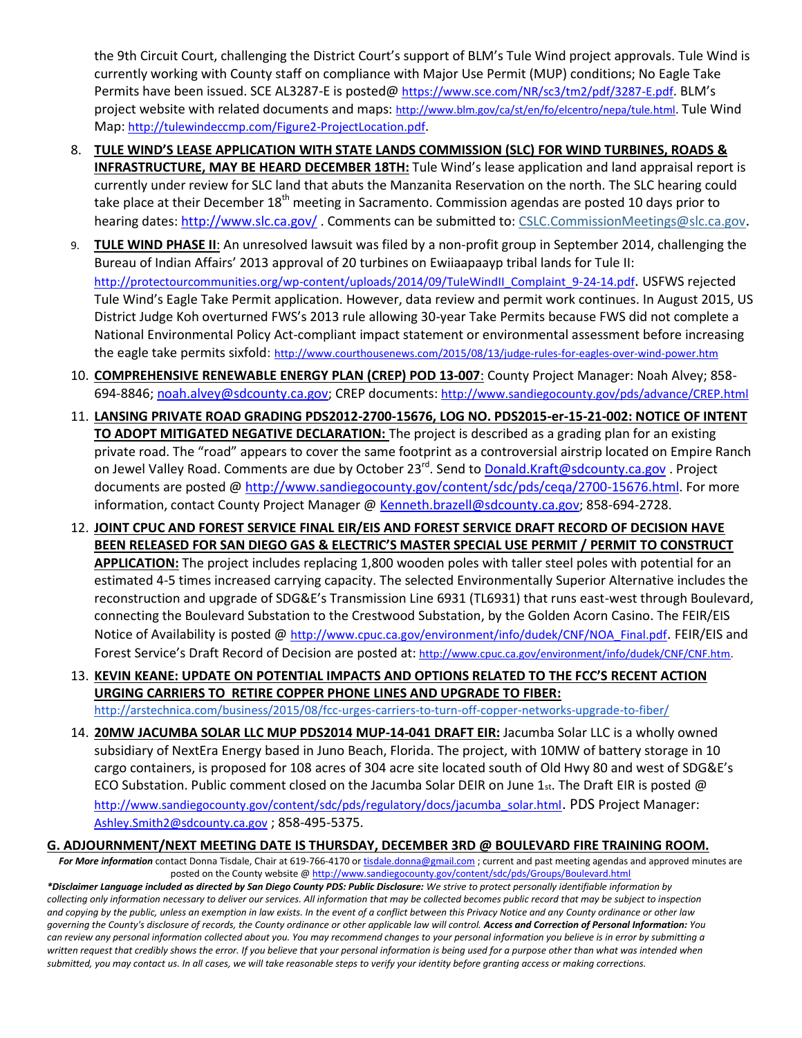the 9th Circuit Court, challenging the District Court's support of BLM's Tule Wind project approvals. Tule Wind is currently working with County staff on compliance with Major Use Permit (MUP) conditions; No Eagle Take Permits have been issued. SCE AL3287-E is posted@ https://www.sce.com/NR/sc3/tm2/pdf/3287-E.pdf. BLM's project website with related documents and maps: http://www.blm.gov/ca/st/en/fo/elcentro/nepa/tule.html. Tule Wind Map: http://tulewindeccmp.com/Figure2-ProjectLocation.pdf.

8. **TULE WIND'S LEASE APPLICATION WITH STATE LANDS COMMISSION (SLC) FOR WIND TURBINES, ROADS & INFRASTRUCTURE, MAY BE HEARD DECEMBER 18TH:** Tule Wind's lease application and land appraisal report is currently under review for SLC land that abuts the Manzanita Reservation on the north. The SLC hearing could take place at their December 18th meeting in Sacramento. Commission agendas are posted 10 days prior to hearing dates: http://www.slc.ca.gov/ . Comments can be submitted to: CSLC.CommissionMeetings@slc.ca.gov.

9. **TULE WIND PHASE II**: An unresolved lawsuit was filed by a non-profit group in September 2014, challenging the Bureau of Indian Affairs' 2013 approval of 20 turbines on Ewiiaapaayp tribal lands for Tule II: http://protectourcommunities.org/wp-content/uploads/2014/09/TuleWindII_Complaint_9-24-14.pdf. USFWS rejected Tule Wind's Eagle Take Permit application. However, data review and permit work continues. In August 2015, US District Judge Koh overturned FWS's 2013 rule allowing 30-year Take Permits because FWS did not complete a National Environmental Policy Act-compliant impact statement or environmental assessment before increasing the eagle take permits sixfold: http://www.courthousenews.com/2015/08/13/judge-rules-for-eagles-over-wind-power.htm

10. **COMPREHENSIVE RENEWABLE ENERGY PLAN (CREP) POD 13-007**: County Project Manager: Noah Alvey; 858-694-8846; noah.alvey@sdcounty.ca.gov; CREP documents: http://www.sandiegocounty.gov/pds/advance/CREP.html

11. **LANSING PRIVATE ROAD GRADING PDS2012-2700-15676, LOG NO. PDS2015-er-15-21-002: NOTICE OF INTENT TO ADOPT MITIGATED NEGATIVE DECLARATION:** The project is described as a grading plan for an existing private road. The "road" appears to cover the same footprint as a controversial airstrip located on Empire Ranch on Jewel Valley Road. Comments are due by October 23rd. Send to Donald.Kraft@sdcounty.ca.gov . Project documents are posted @ http://www.sandiegocounty.gov/content/sdc/pds/ceqa/2700-15676.html. For more information, contact County Project Manager @ Kenneth.brazell@sdcounty.ca.gov; 858-694-2728.

12. **JOINT CPUC AND FOREST SERVICE FINAL EIR/EIS AND FOREST SERVICE DRAFT RECORD OF DECISION HAVE BEEN RELEASED FOR SAN DIEGO GAS & ELECTRIC'S MASTER SPECIAL USE PERMIT / PERMIT TO CONSTRUCT APPLICATION:** The project includes replacing 1,800 wooden poles with taller steel poles with potential for an estimated 4-5 times increased carrying capacity. The selected Environmentally Superior Alternative includes the reconstruction and upgrade of SDG&E's Transmission Line 6931 (TL6931) that runs east-west through Boulevard, connecting the Boulevard Substation to the Crestwood Substation, by the Golden Acorn Casino. The FEIR/EIS Notice of Availability is posted @ http://www.cpuc.ca.gov/environment/info/dudek/CNF/NOA_Final.pdf. FEIR/EIS and Forest Service's Draft Record of Decision are posted at: http://www.cpuc.ca.gov/environment/info/dudek/CNF/CNF.htm.

13. **KEVIN KEANE: UPDATE ON POTENTIAL IMPACTS AND OPTIONS RELATED TO THE FCC'S RECENT ACTION URGING CARRIERS TO RETIRE COPPER PHONE LINES AND UPGRADE TO FIBER:** http://arstechnica.com/business/2015/08/fcc-urges-carriers-to-turn-off-copper-networks-upgrade-to-fiber/

14. **20MW JACUMBA SOLAR LLC MUP PDS2014 MUP-14-041 DRAFT EIR:** Jacumba Solar LLC is a wholly owned subsidiary of NextEra Energy based in Juno Beach, Florida. The project, with 10MW of battery storage in 10 cargo containers, is proposed for 108 acres of 304 acre site located south of Old Hwy 80 and west of SDG&E's ECO Substation. Public comment closed on the Jacumba Solar DEIR on June 1st. The Draft EIR is posted @ http://www.sandiegocounty.gov/content/sdc/pds/regulatory/docs/jacumba_solar.html. PDS Project Manager: Ashley.Smith2@sdcounty.ca.gov ; 858-495-5375.

## G. ADJOURNMENT/NEXT MEETING DATE IS THURSDAY, DECEMBER 3RD @ BOULEVARD FIRE TRAINING ROOM.

***For More information*** contact Donna Tisdale, Chair at 619-766-4170 or tisdale.donna@gmail.com ; current and past meeting agendas and approved minutes are posted on the County website @ http://www.sandiegocounty.gov/content/sdc/pds/Groups/Boulevard.html

***\*Disclaimer Language included as directed by San Diego County PDS: Public Disclosure:*** *We strive to protect personally identifiable information by collecting only information necessary to deliver our services. All information that may be collected becomes public record that may be subject to inspection and copying by the public, unless an exemption in law exists. In the event of a conflict between this Privacy Notice and any County ordinance or other law governing the County's disclosure of records, the County ordinance or other applicable law will control.* ***Access and Correction of Personal Information:*** *You can review any personal information collected about you. You may recommend changes to your personal information you believe is in error by submitting a written request that credibly shows the error. If you believe that your personal information is being used for a purpose other than what was intended when submitted, you may contact us. In all cases, we will take reasonable steps to verify your identity before granting access or making corrections.*